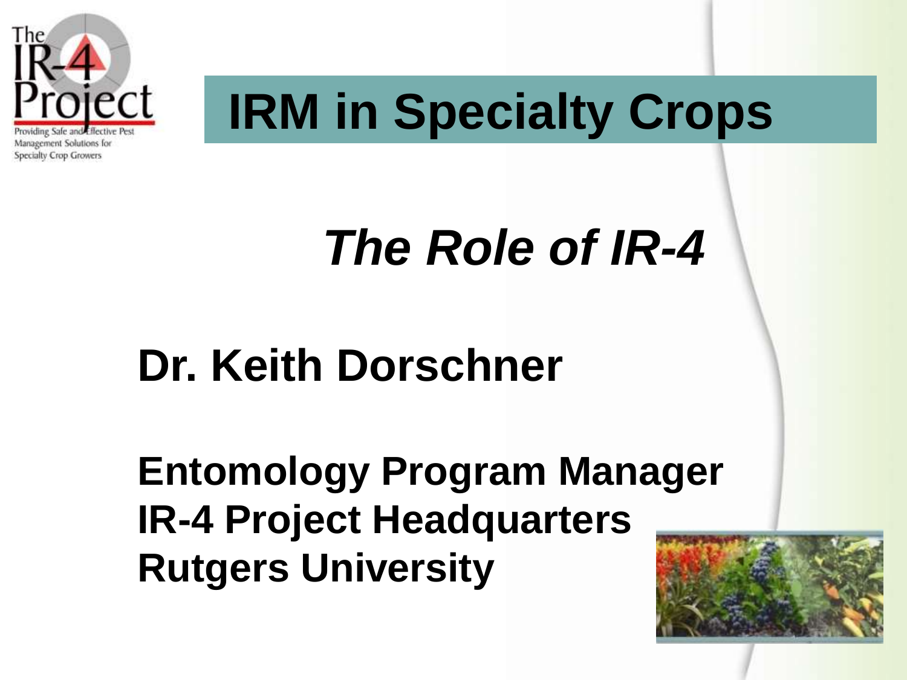# IRM in Specialty Crops

## *The Role of IR-4*

**Dr. Keith Dorschner**

**Entomology Program Manager**
**IR-4 Project Headquarters**
**Rutgers University**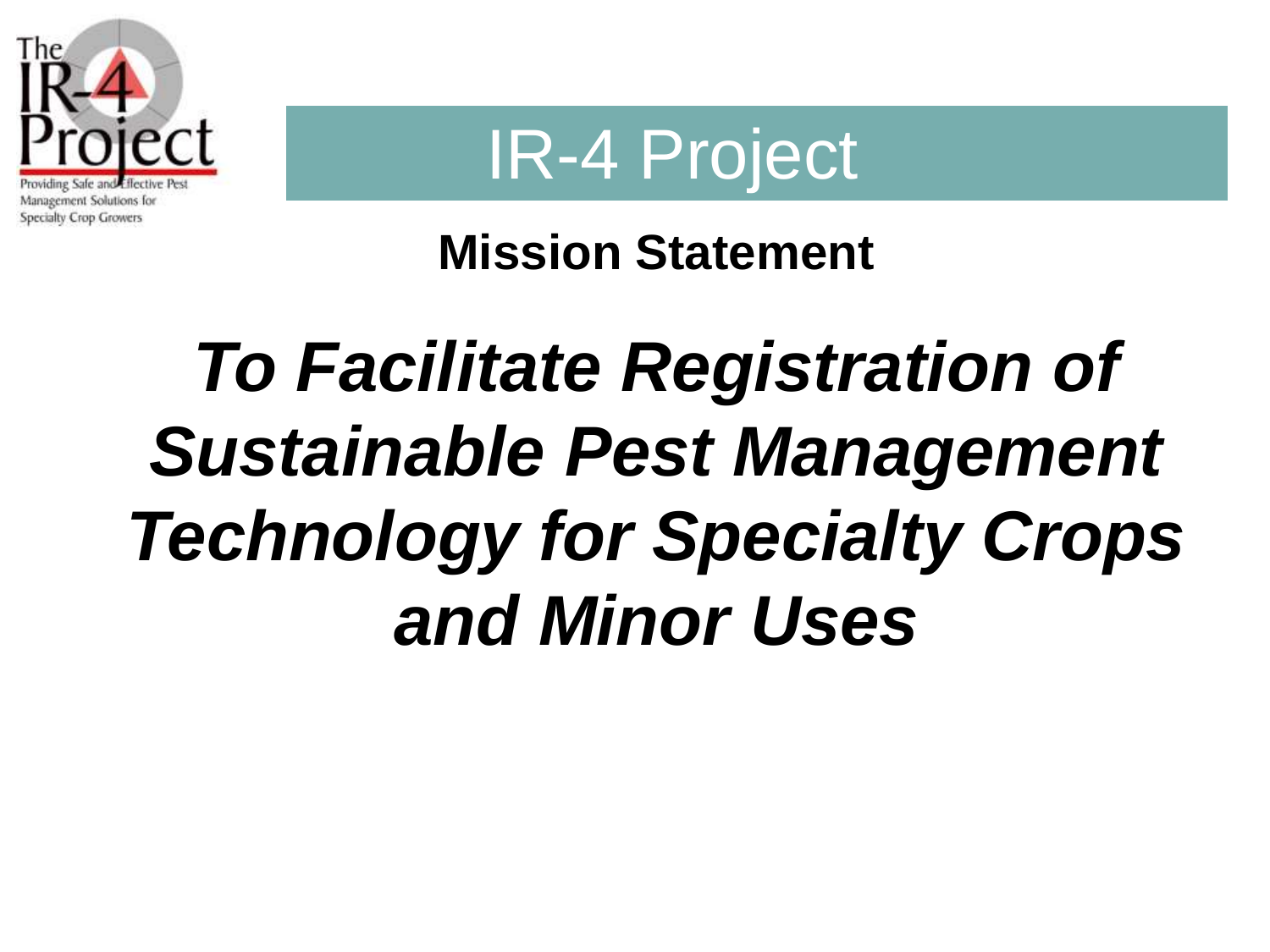# IR-4 Project

## Mission Statement

***To Facilitate Registration of Sustainable Pest Management Technology for Specialty Crops and Minor Uses***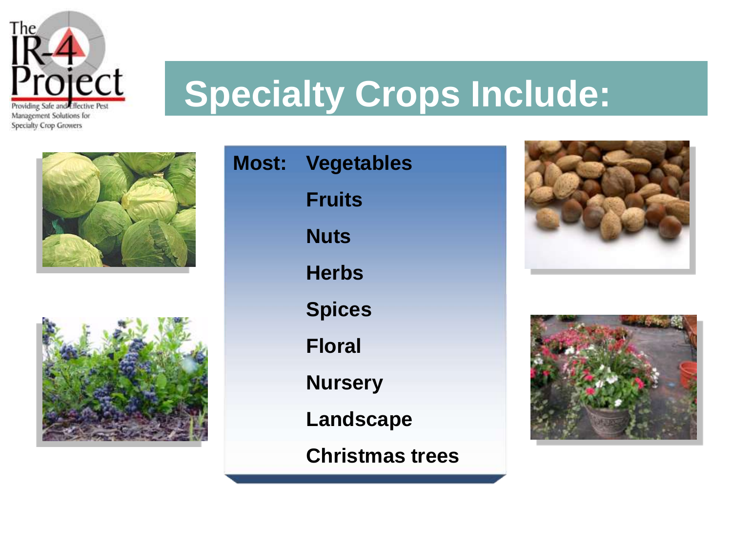The IR-4 Project

Providing Safe and Effective Pest Management Solutions for Specialty Crop Growers

# Specialty Crops Include:

**Most:**
- **Vegetables**
- **Fruits**
- **Nuts**
- **Herbs**
- **Spices**
- **Floral**
- **Nursery**
- **Landscape**
- **Christmas trees**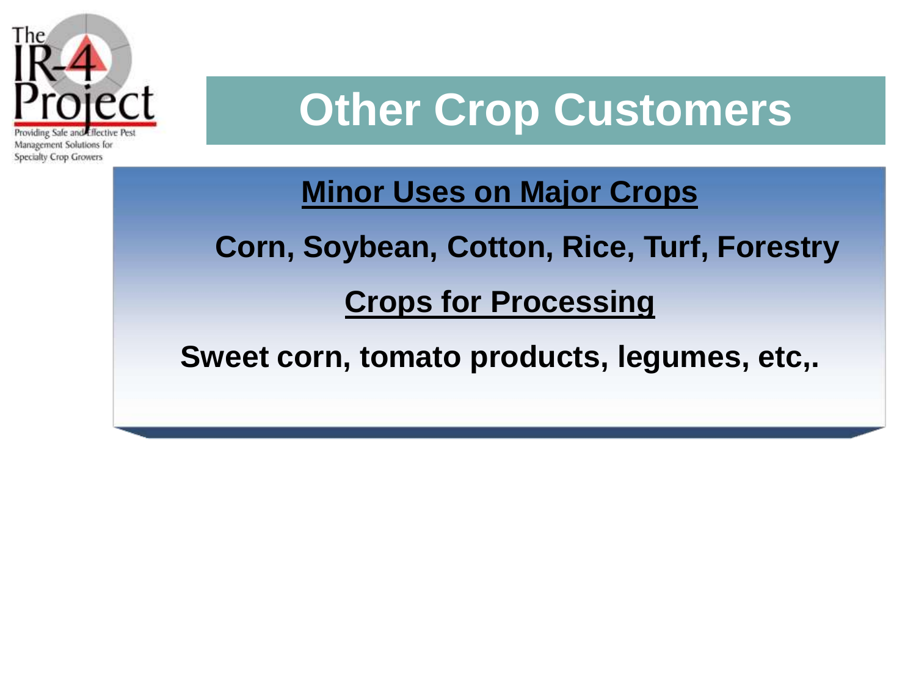# Other Crop Customers

**Minor Uses on Major Crops**

**Corn, Soybean, Cotton, Rice, Turf, Forestry**

**Crops for Processing**

**Sweet corn, tomato products, legumes, etc,.**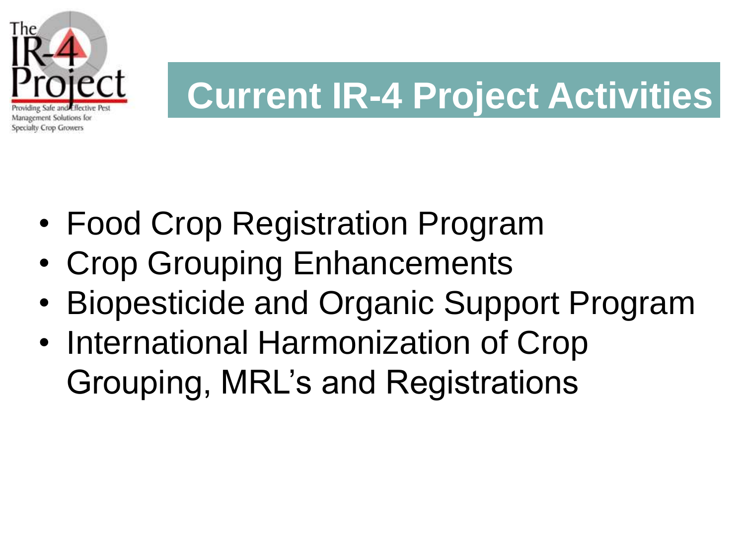# Current IR-4 Project Activities

- Food Crop Registration Program
- Crop Grouping Enhancements
- Biopesticide and Organic Support Program
- International Harmonization of Crop Grouping, MRL's and Registrations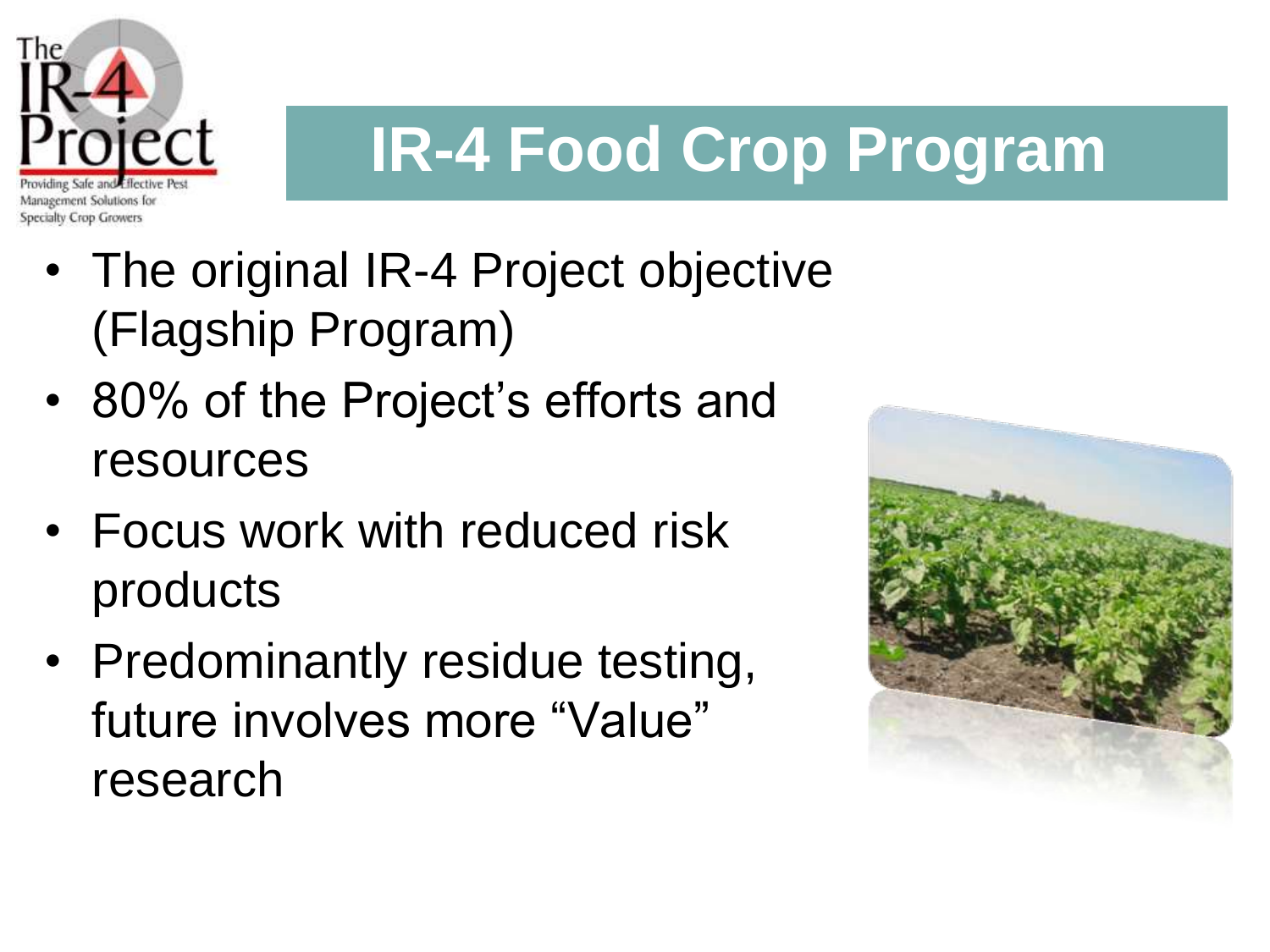# IR-4 Food Crop Program

- The original IR-4 Project objective (Flagship Program)
- 80% of the Project's efforts and resources
- Focus work with reduced risk products
- Predominantly residue testing, future involves more "Value" research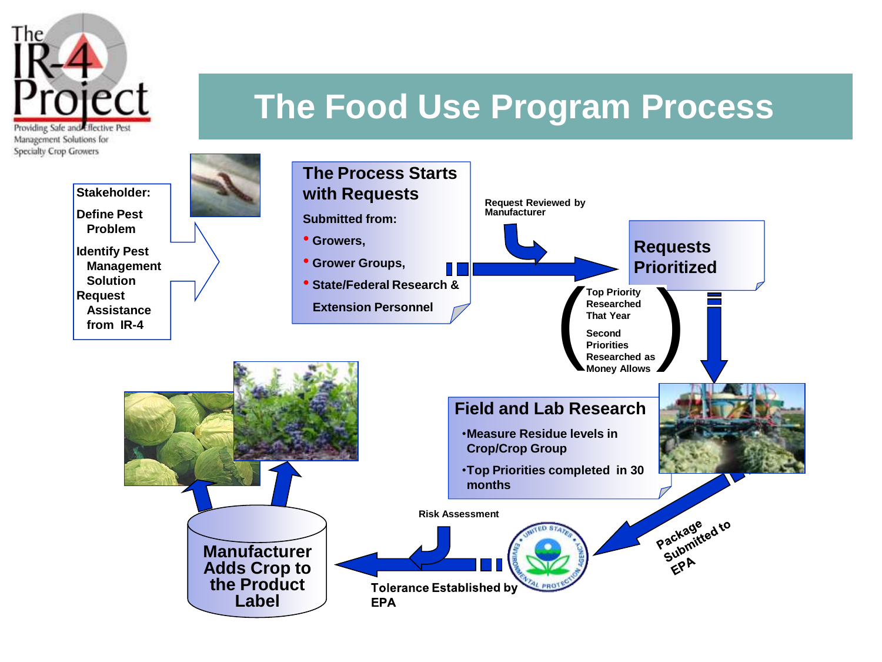# The Food Use Program Process

**Stakeholder:**

**Define Pest Problem**

**Identify Pest Management Solution**

**Request Assistance from IR-4**

## The Process Starts with Requests

**Submitted from:**

- **Growers,**
- **Grower Groups,**
- **State/Federal Research & Extension Personnel**

**Request Reviewed by Manufacturer**

## Requests Prioritized

**Top Priority Researched That Year**

**Second Priorities Researched as Money Allows**

## Field and Lab Research

- **Measure Residue levels in Crop/Crop Group**
- **Top Priorities completed in 30 months**

**Package Submitted to EPA**

**Risk Assessment**

**Tolerance Established by EPA**

## Manufacturer Adds Crop to the Product Label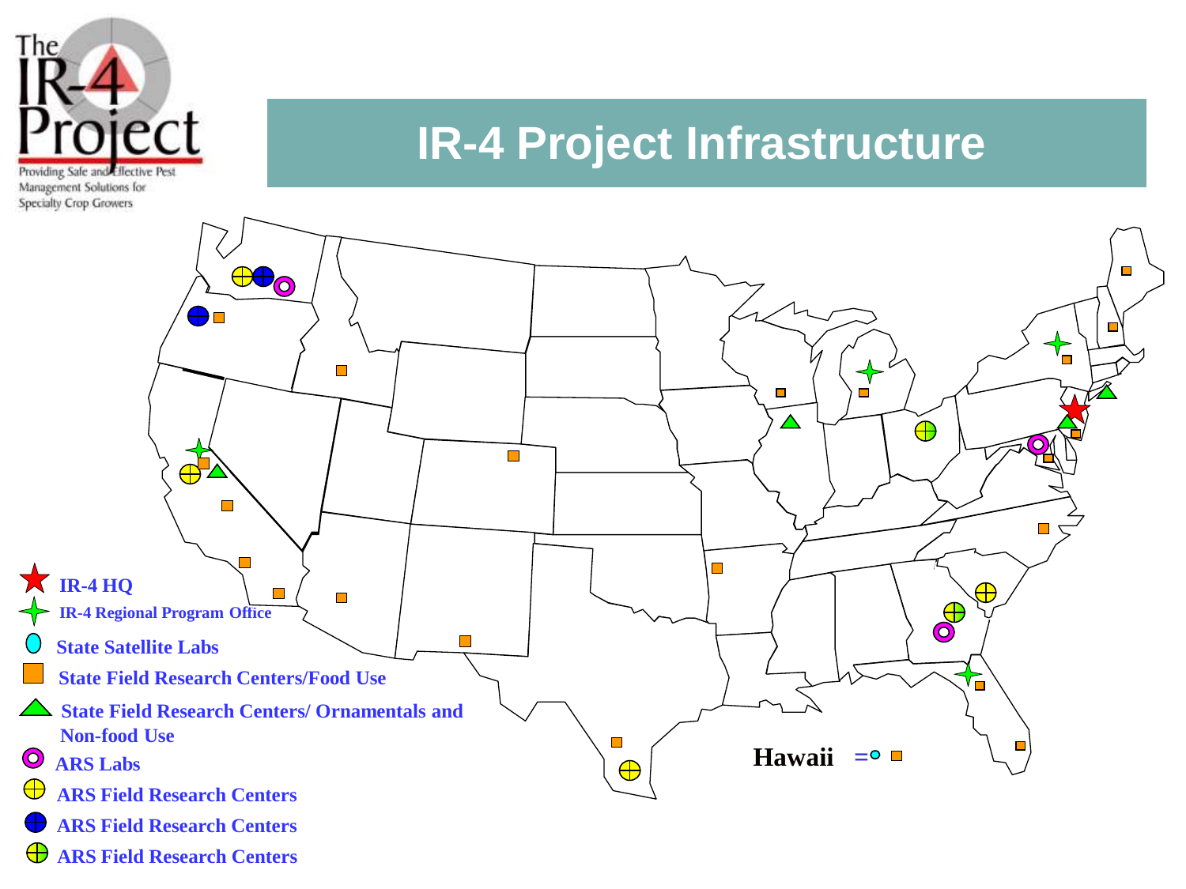# IR-4 Project Infrastructure

The IR-4 Project

Providing Safe and Effective Pest Management Solutions for Specialty Crop Growers

- IR-4 HQ
- IR-4 Regional Program Office
- State Satellite Labs
- State Field Research Centers/Food Use
- State Field Research Centers/ Ornamentals and Non-food Use
- ARS Labs
- ARS Field Research Centers
- ARS Field Research Centers
- ARS Field Research Centers

**Hawaii** =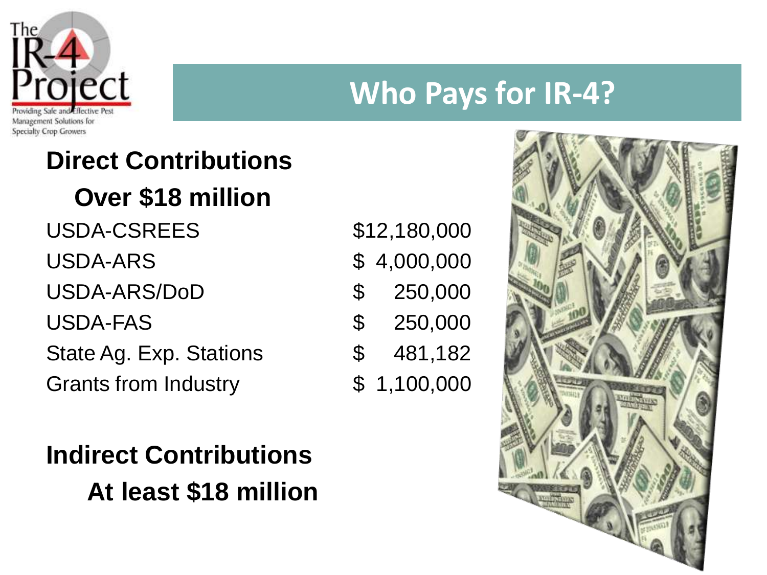The IR-4 Project
Providing Safe and Effective Pest Management Solutions for Specialty Crop Growers

# Who Pays for IR-4?

## Direct Contributions

### Over $18 million

| Source | Amount |
| --- | --- |
| USDA-CSREES | $12,180,000 |
| USDA-ARS | $ 4,000,000 |
| USDA-ARS/DoD | $ 250,000 |
| USDA-FAS | $ 250,000 |
| State Ag. Exp. Stations | $ 481,182 |
| Grants from Industry | $ 1,100,000 |

## Indirect Contributions

### At least $18 million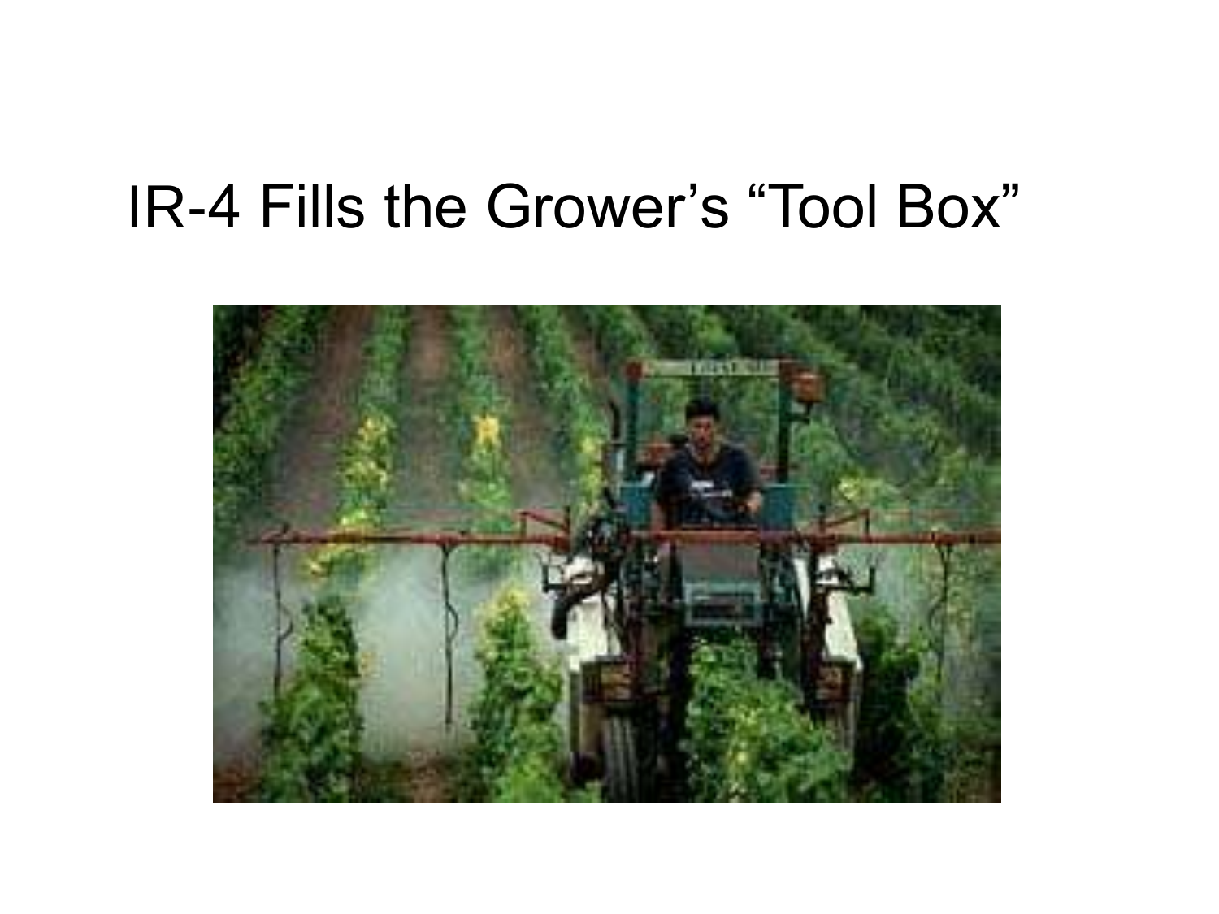# IR-4 Fills the Grower's "Tool Box"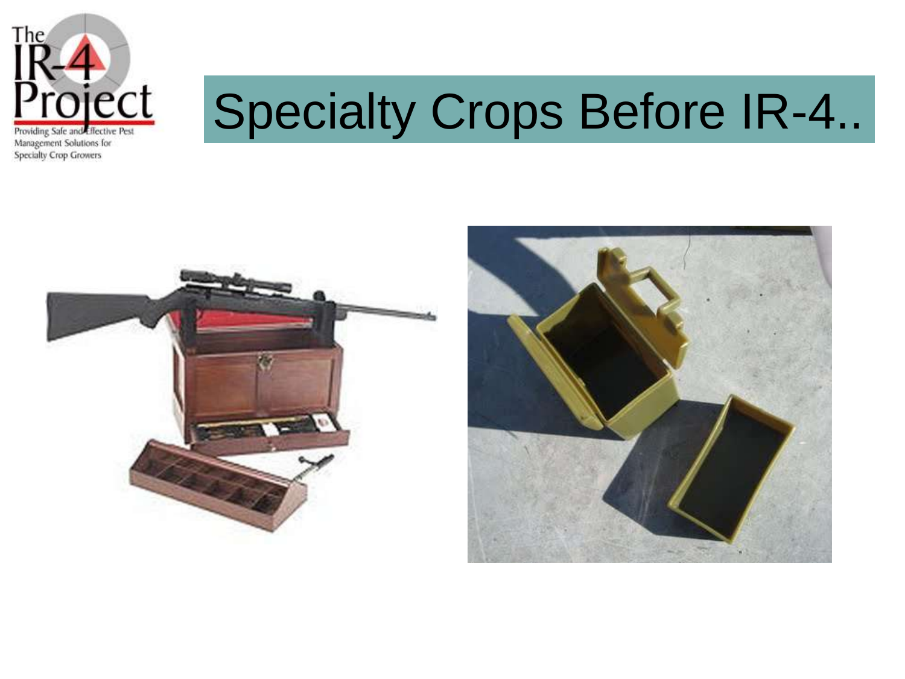The IR-4 Project

Providing Safe and Effective Pest Management Solutions for Specialty Crop Growers

# Specialty Crops Before IR-4..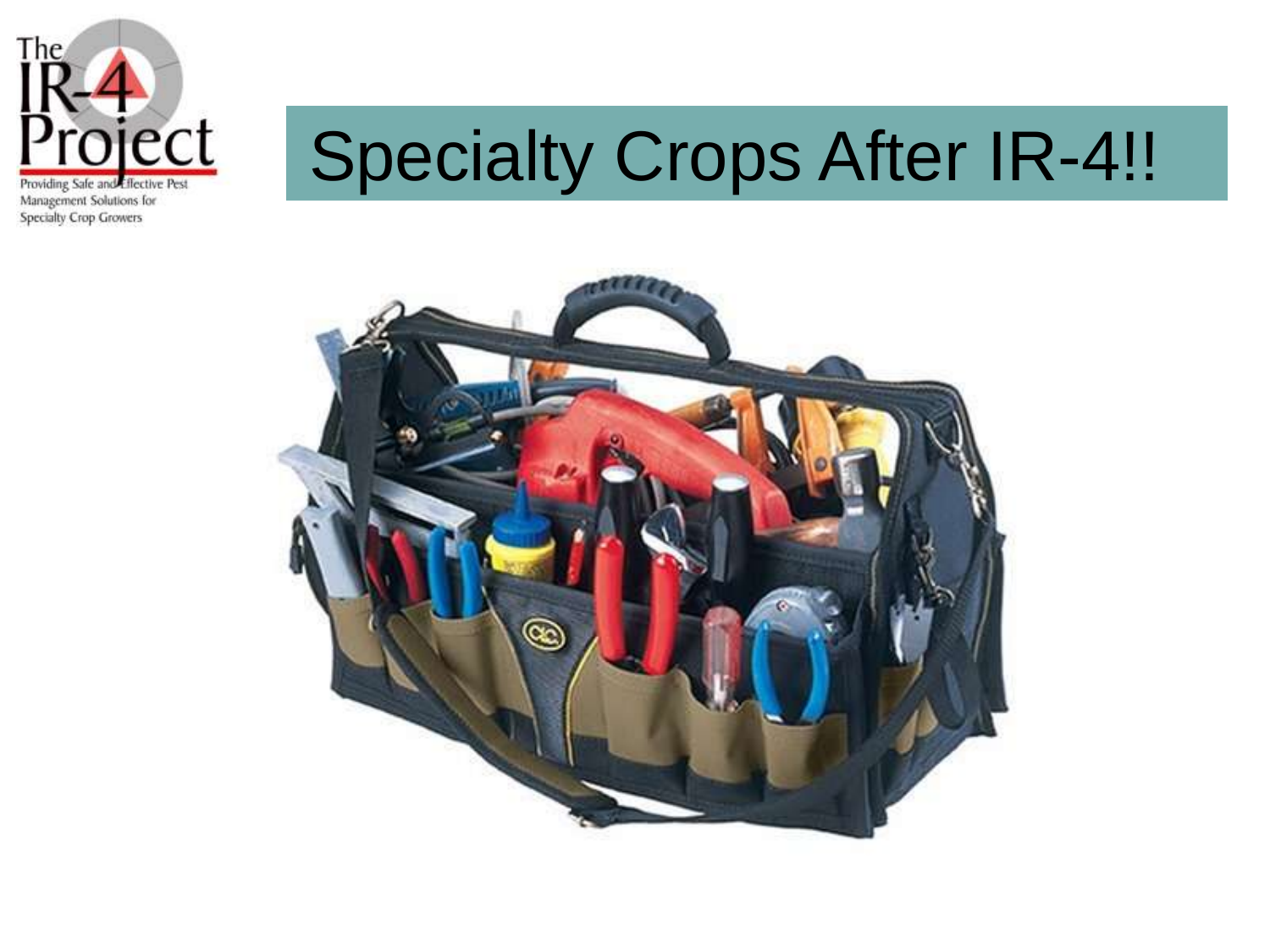# Specialty Crops After IR-4!!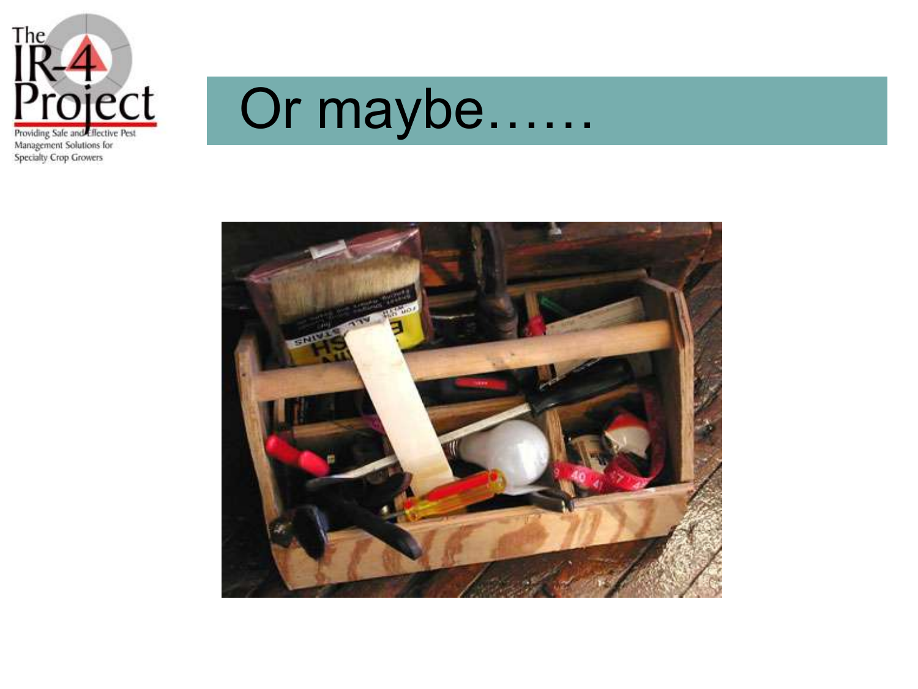# Or maybe……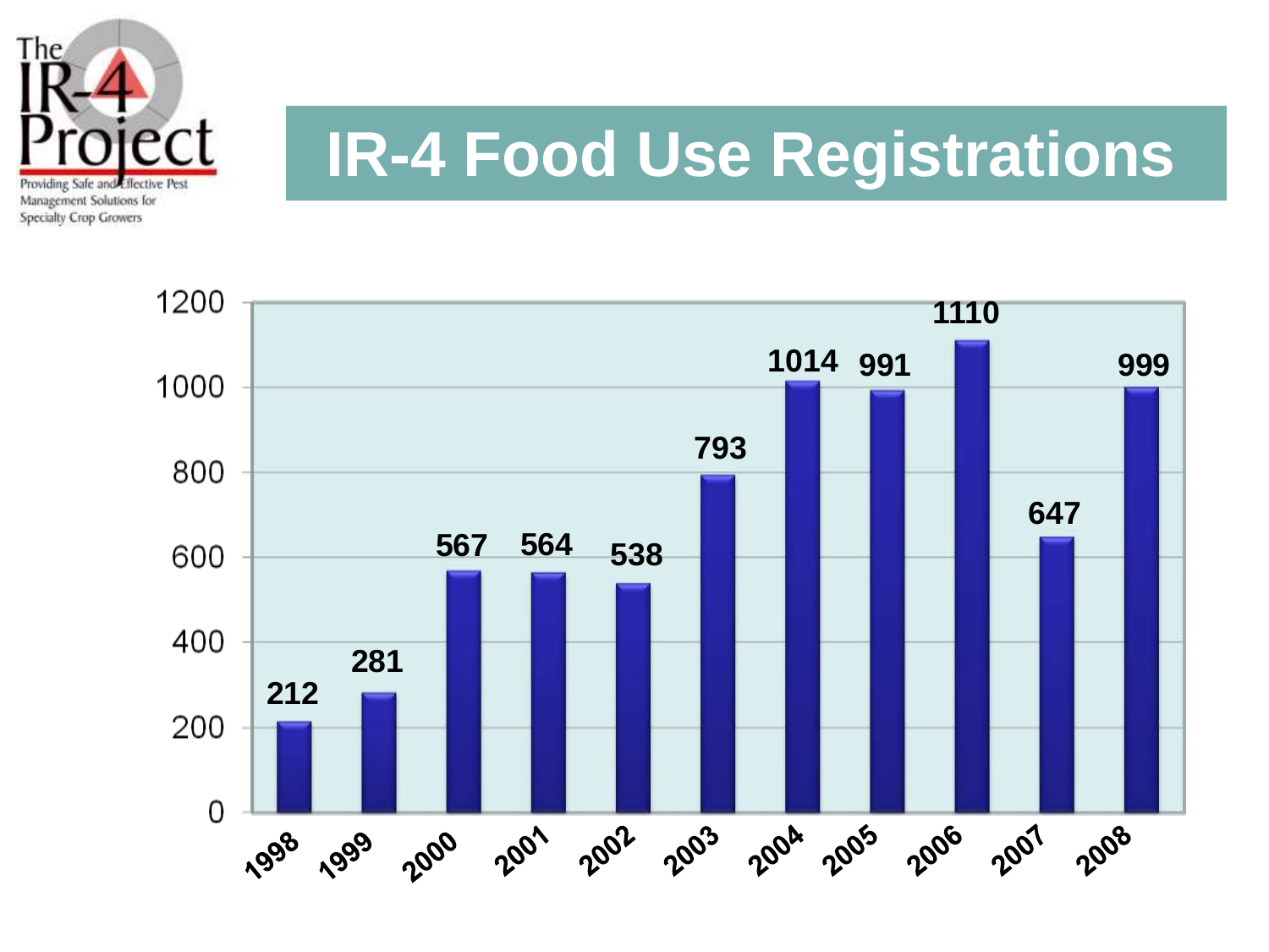The IR-4 Project

Providing Safe and Effective Pest Management Solutions for Specialty Crop Growers

# IR-4 Food Use Registrations

| Year | Registrations |
| --- | --- |
| 1998 | 212 |
| 1999 | 281 |
| 2000 | 567 |
| 2001 | 564 |
| 2002 | 538 |
| 2003 | 793 |
| 2004 | 1014 |
| 2005 | 991 |
| 2006 | 1110 |
| 2007 | 647 |
| 2008 | 999 |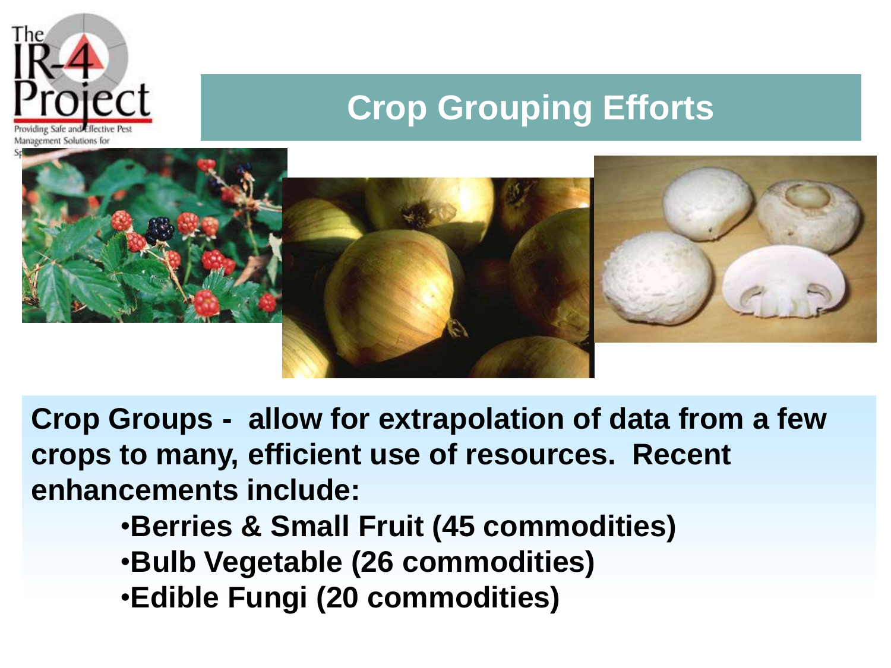# Crop Grouping Efforts

**Crop Groups - allow for extrapolation of data from a few crops to many, efficient use of resources. Recent enhancements include:**

- **Berries & Small Fruit (45 commodities)**
- **Bulb Vegetable (26 commodities)**
- **Edible Fungi (20 commodities)**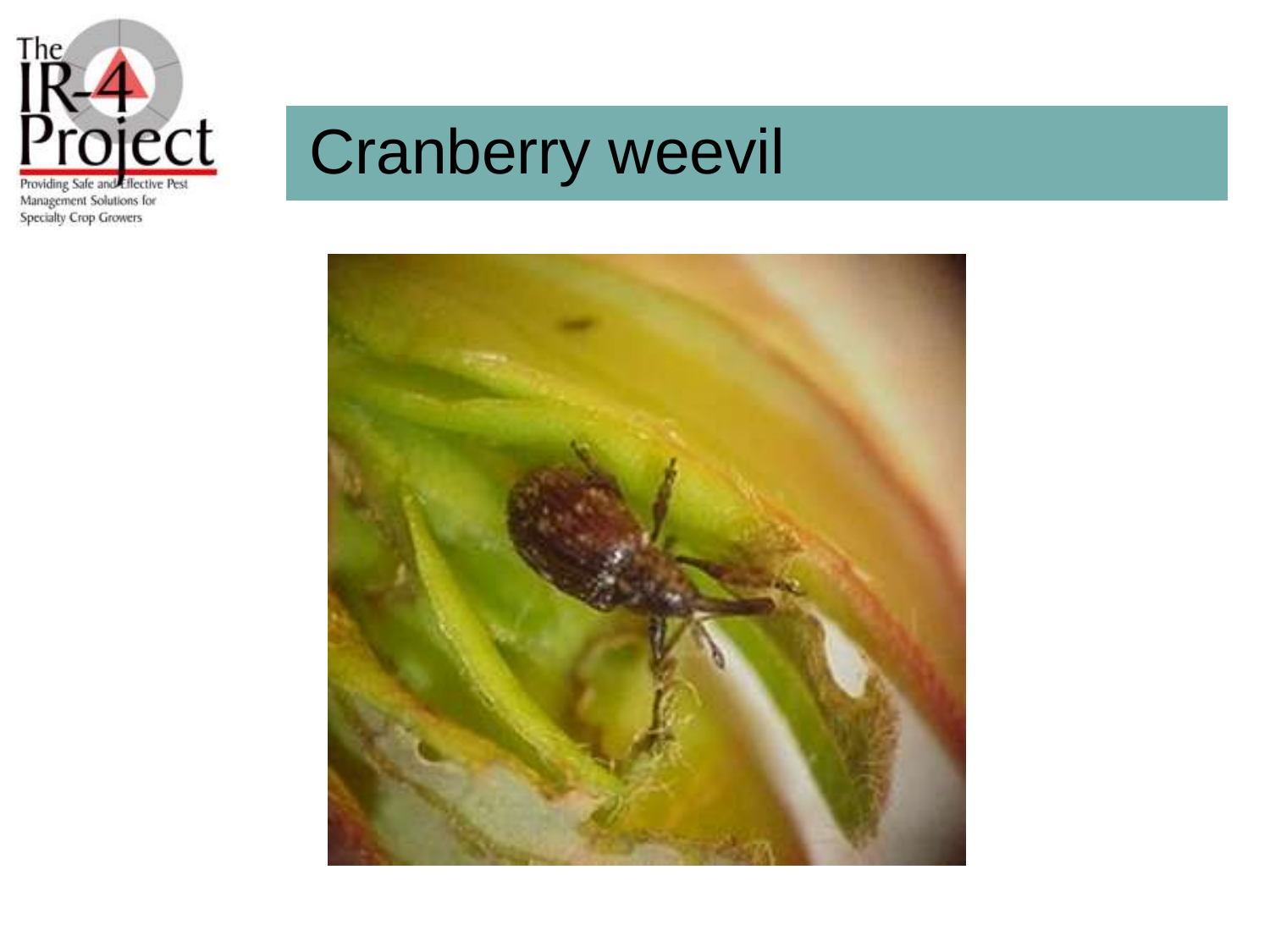# Cranberry weevil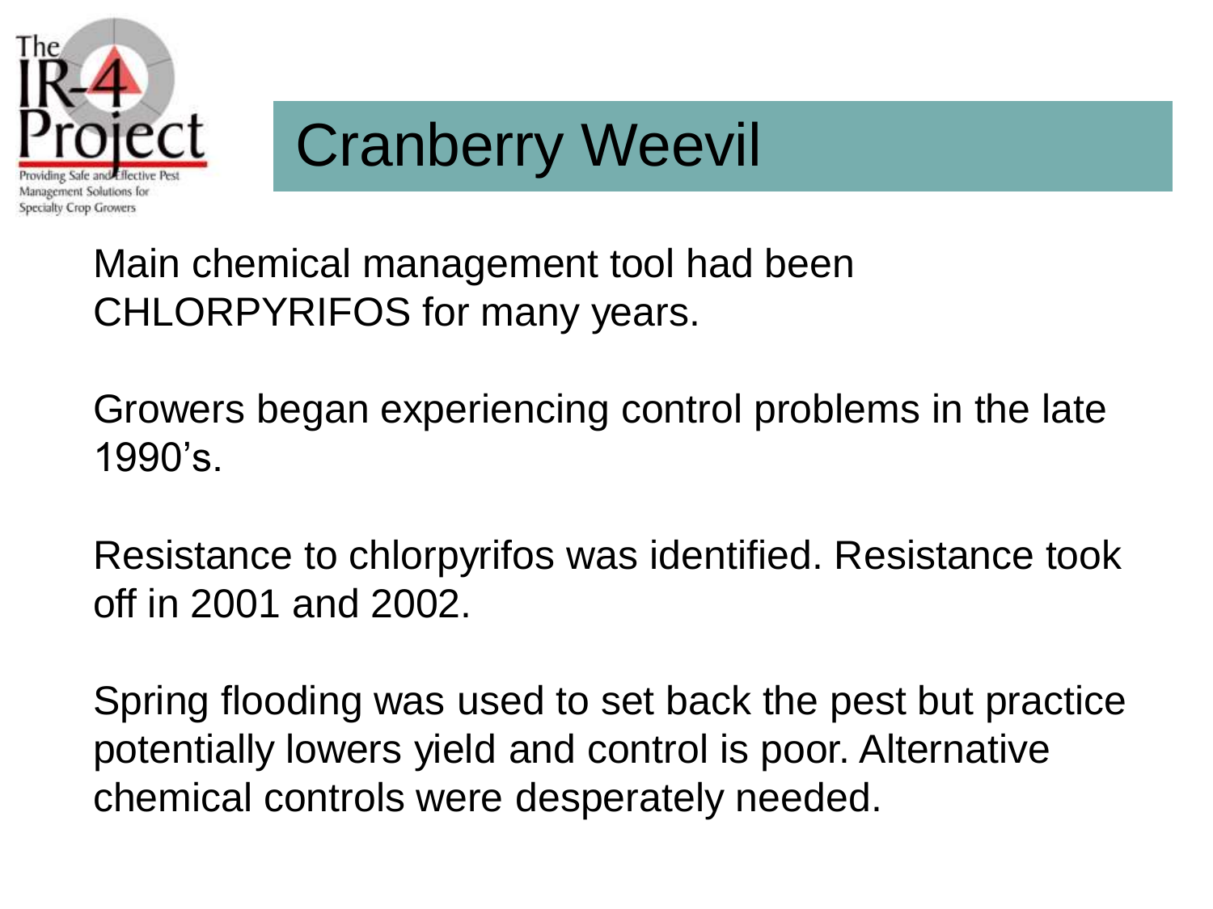# Cranberry Weevil

Main chemical management tool had been CHLORPYRIFOS for many years.

Growers began experiencing control problems in the late 1990's.

Resistance to chlorpyrifos was identified. Resistance took off in 2001 and 2002.

Spring flooding was used to set back the pest but practice potentially lowers yield and control is poor. Alternative chemical controls were desperately needed.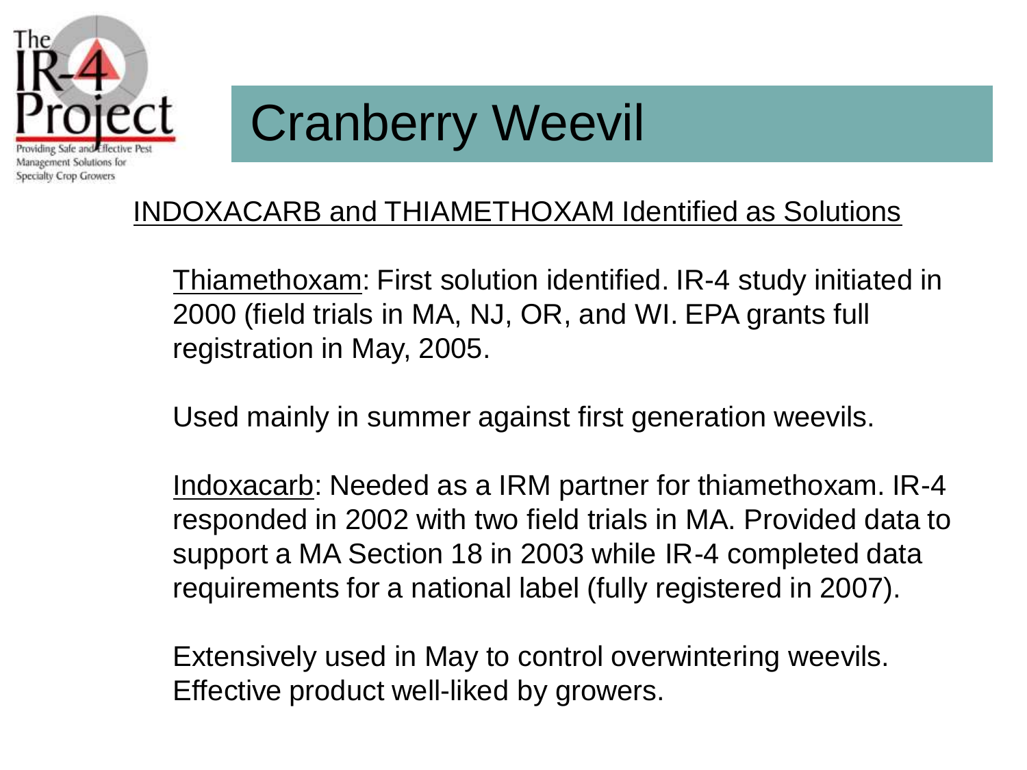# Cranberry Weevil

INDOXACARB and THIAMETHOXAM Identified as Solutions

Thiamethoxam: First solution identified. IR-4 study initiated in 2000 (field trials in MA, NJ, OR, and WI. EPA grants full registration in May, 2005.

Used mainly in summer against first generation weevils.

Indoxacarb: Needed as a IRM partner for thiamethoxam. IR-4 responded in 2002 with two field trials in MA. Provided data to support a MA Section 18 in 2003 while IR-4 completed data requirements for a national label (fully registered in 2007).

Extensively used in May to control overwintering weevils. Effective product well-liked by growers.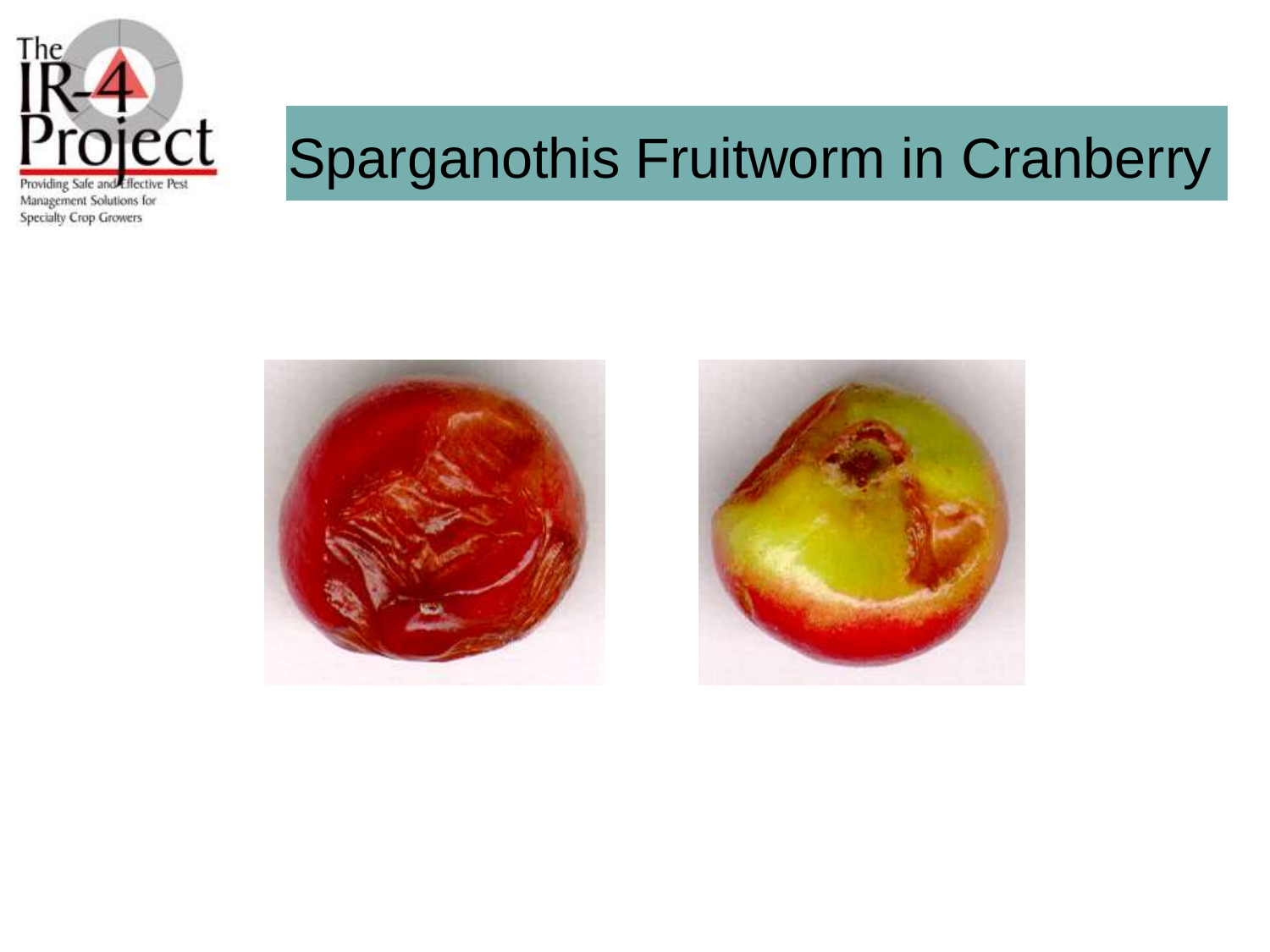# Sparganothis Fruitworm in Cranberry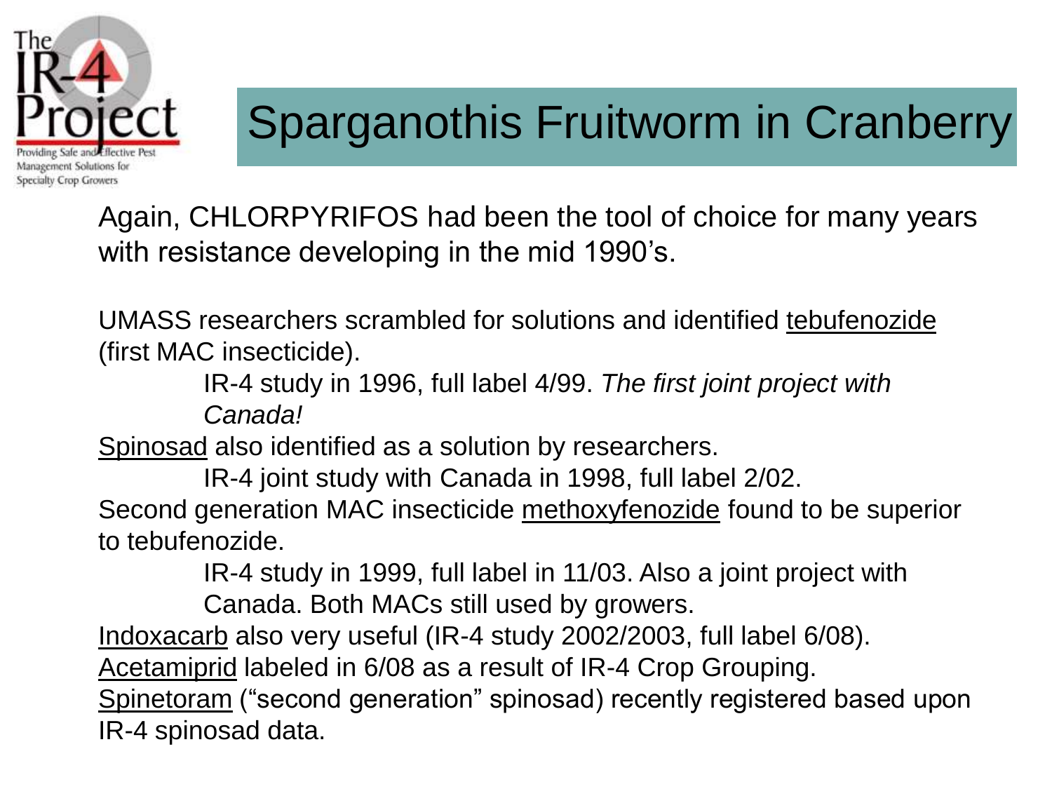# Sparganothis Fruitworm in Cranberry

Again, CHLORPYRIFOS had been the tool of choice for many years with resistance developing in the mid 1990's.

UMASS researchers scrambled for solutions and identified tebufenozide (first MAC insecticide).

> IR-4 study in 1996, full label 4/99. *The first joint project with Canada!*

Spinosad also identified as a solution by researchers.

> IR-4 joint study with Canada in 1998, full label 2/02.

Second generation MAC insecticide methoxyfenozide found to be superior to tebufenozide.

> IR-4 study in 1999, full label in 11/03. Also a joint project with Canada. Both MACs still used by growers.

Indoxacarb also very useful (IR-4 study 2002/2003, full label 6/08).

Acetamiprid labeled in 6/08 as a result of IR-4 Crop Grouping.

Spinetoram ("second generation" spinosad) recently registered based upon IR-4 spinosad data.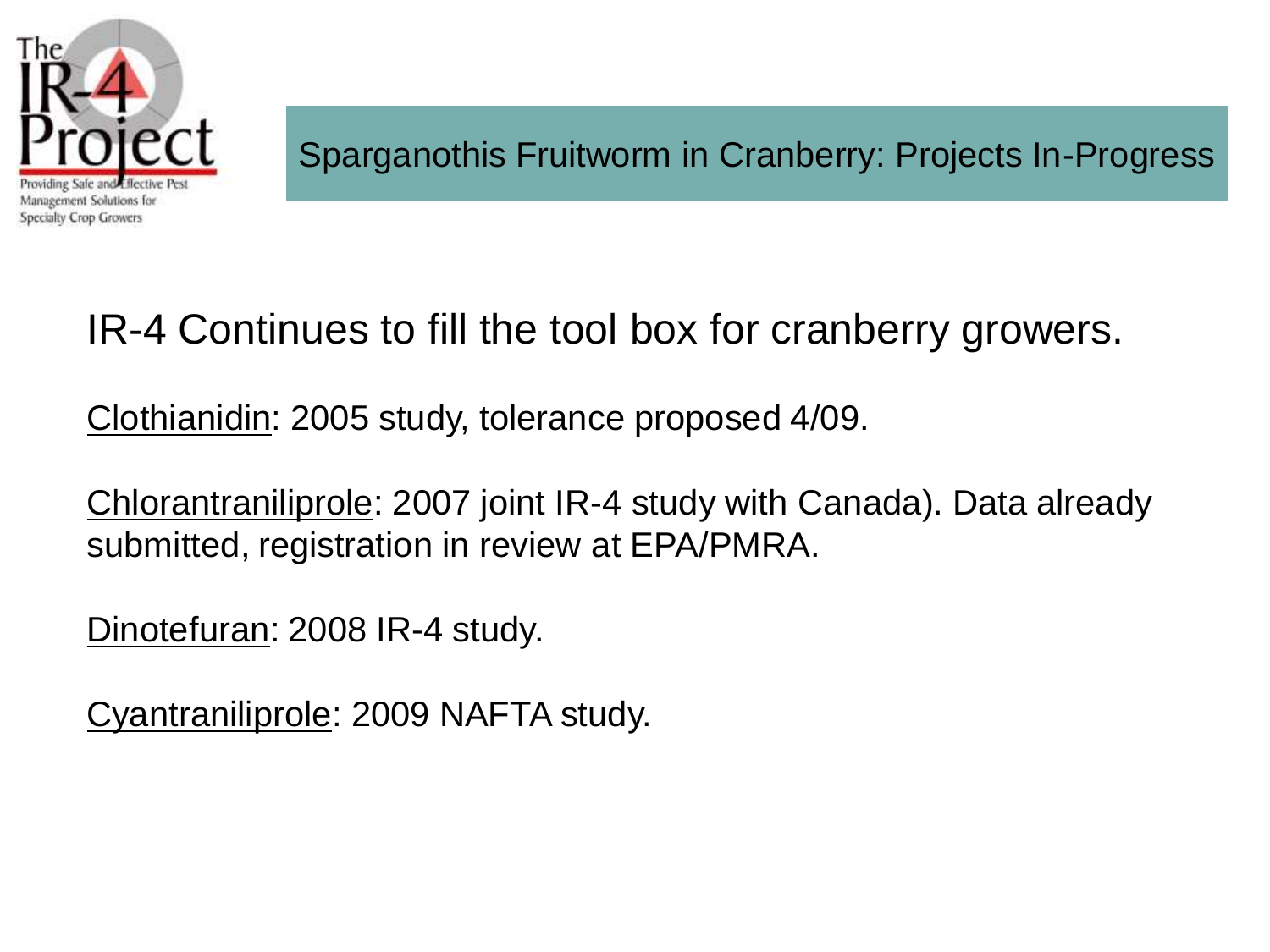## Sparganothis Fruitworm in Cranberry: Projects In-Progress

IR-4 Continues to fill the tool box for cranberry growers.

Clothianidin: 2005 study, tolerance proposed 4/09.

Chlorantraniliprole: 2007 joint IR-4 study with Canada). Data already submitted, registration in review at EPA/PMRA.

Dinotefuran: 2008 IR-4 study.

Cyantraniliprole: 2009 NAFTA study.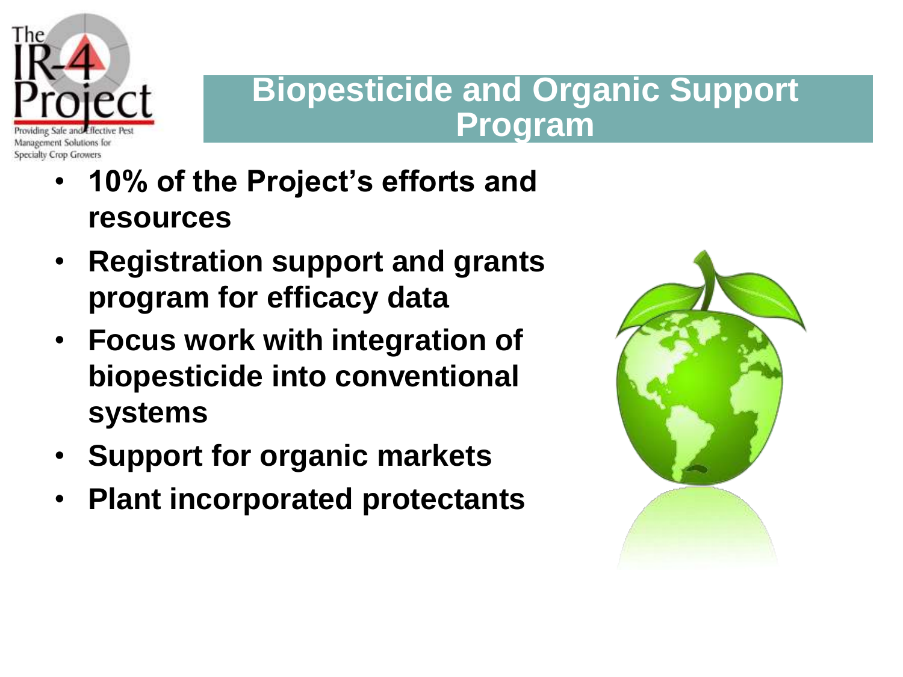# Biopesticide and Organic Support Program

- **10% of the Project's efforts and resources**
- **Registration support and grants program for efficacy data**
- **Focus work with integration of biopesticide into conventional systems**
- **Support for organic markets**
- **Plant incorporated protectants**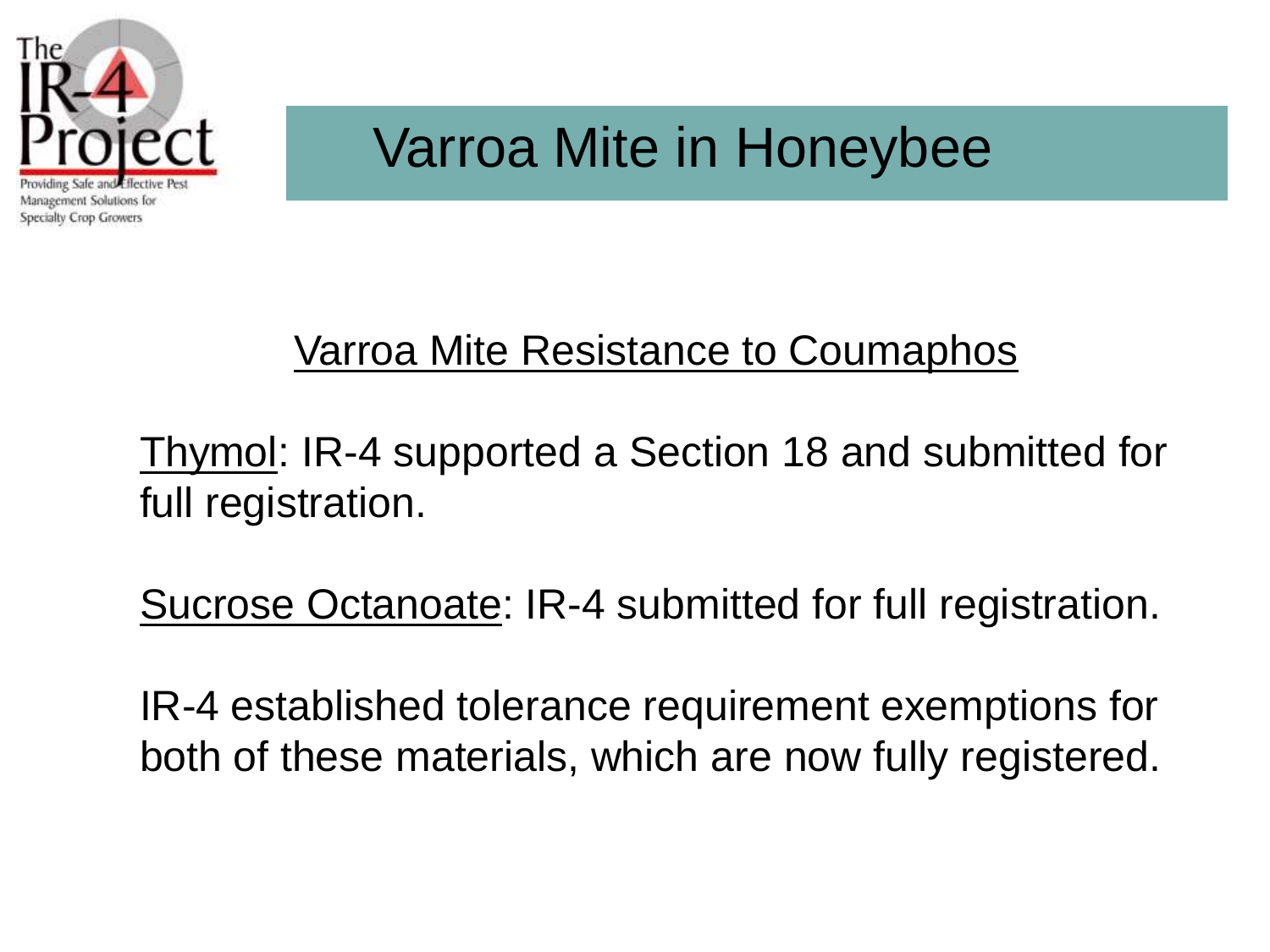# Varroa Mite in Honeybee

## Varroa Mite Resistance to Coumaphos

Thymol: IR-4 supported a Section 18 and submitted for full registration.

Sucrose Octanoate: IR-4 submitted for full registration.

IR-4 established tolerance requirement exemptions for both of these materials, which are now fully registered.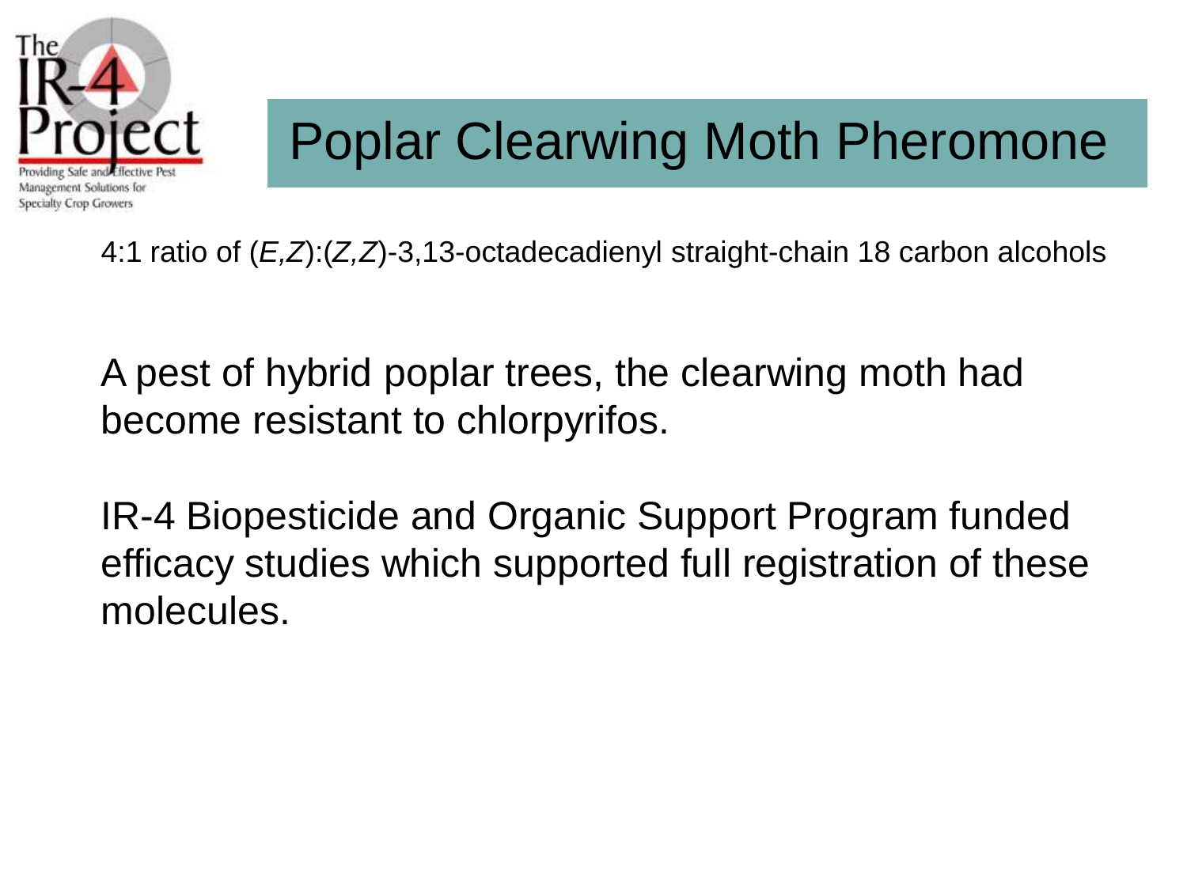# Poplar Clearwing Moth Pheromone

4:1 ratio of (*E,Z*):(*Z,Z*)-3,13-octadecadienyl straight-chain 18 carbon alcohols

A pest of hybrid poplar trees, the clearwing moth had become resistant to chlorpyrifos.

IR-4 Biopesticide and Organic Support Program funded efficacy studies which supported full registration of these molecules.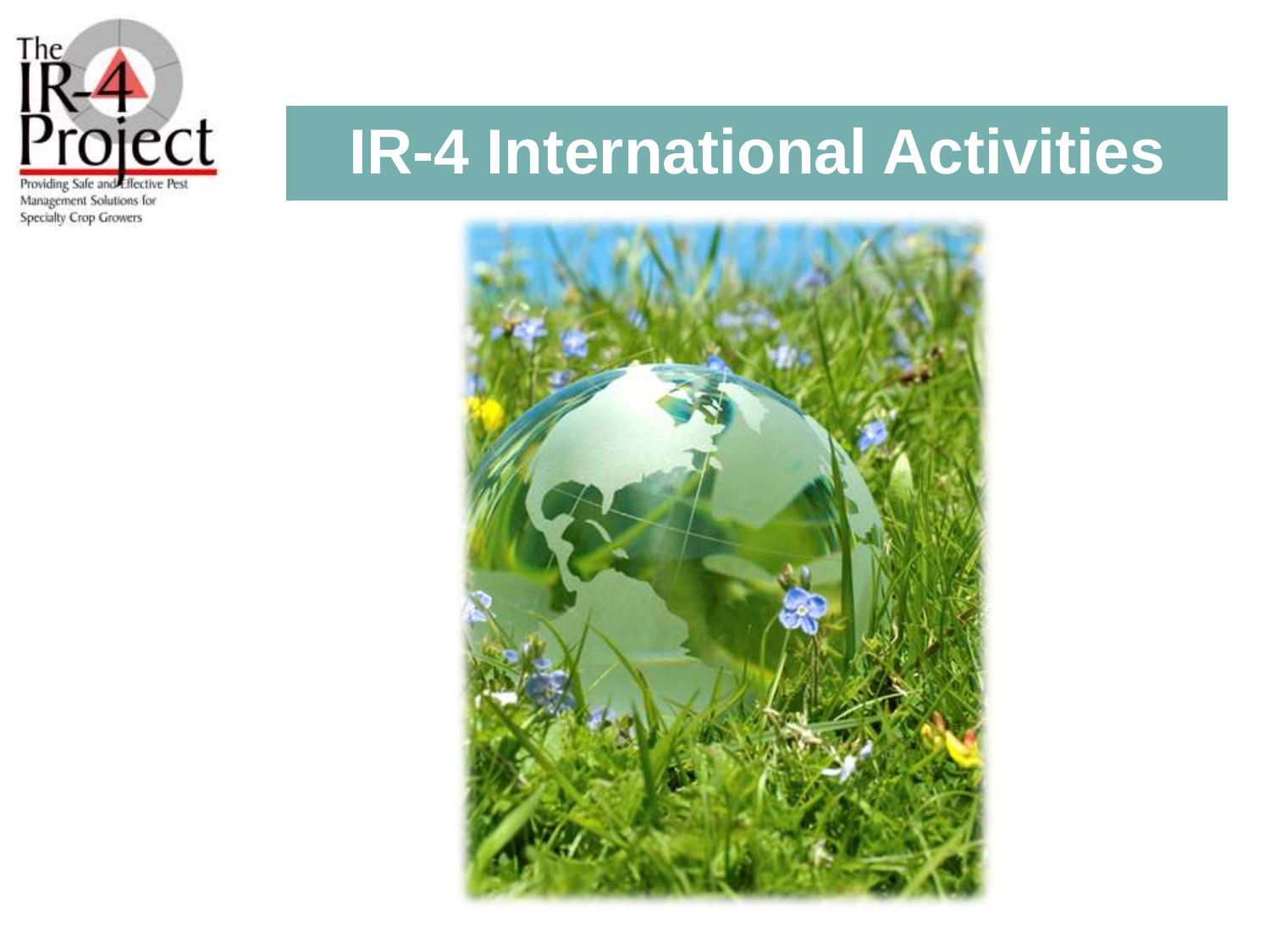The IR-4 Project

Providing Safe and Effective Pest Management Solutions for Specialty Crop Growers

# IR-4 International Activities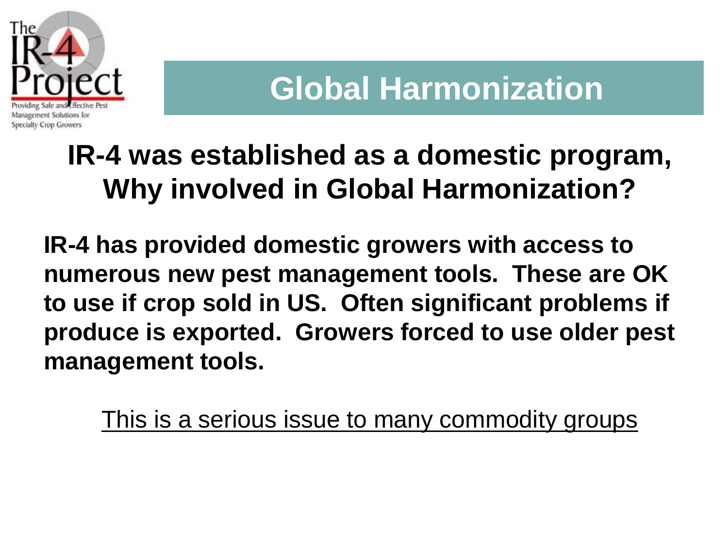# Global Harmonization

## IR-4 was established as a domestic program, Why involved in Global Harmonization?

**IR-4 has provided domestic growers with access to numerous new pest management tools. These are OK to use if crop sold in US. Often significant problems if produce is exported. Growers forced to use older pest management tools.**

This is a serious issue to many commodity groups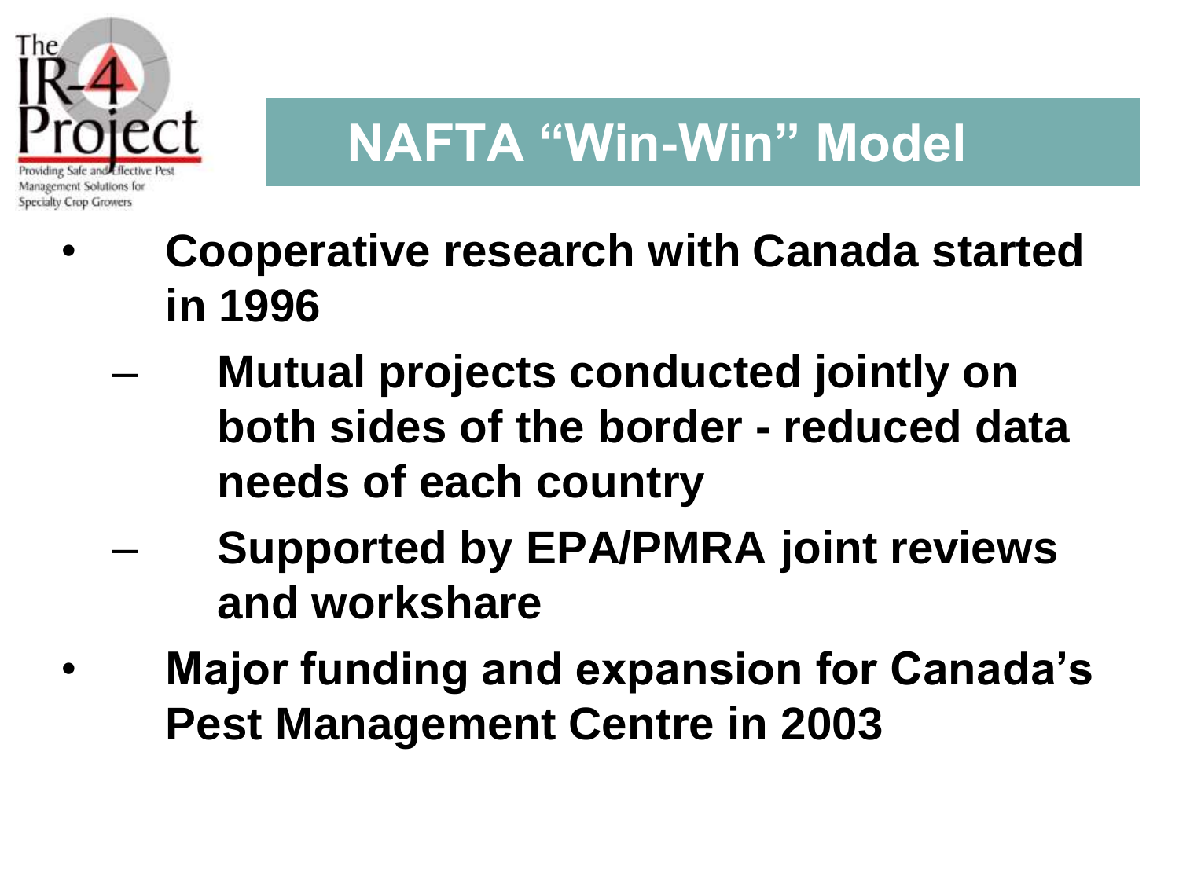# NAFTA "Win-Win" Model

- Cooperative research with Canada started in 1996
  - Mutual projects conducted jointly on both sides of the border - reduced data needs of each country
  - Supported by EPA/PMRA joint reviews and workshare
- Major funding and expansion for Canada's Pest Management Centre in 2003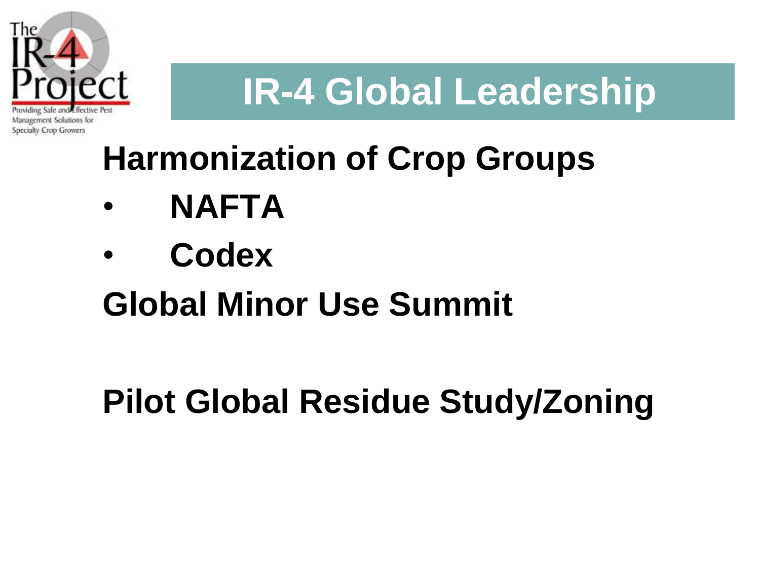# IR-4 Global Leadership

**Harmonization of Crop Groups**

- **NAFTA**
- **Codex**

**Global Minor Use Summit**

**Pilot Global Residue Study/Zoning**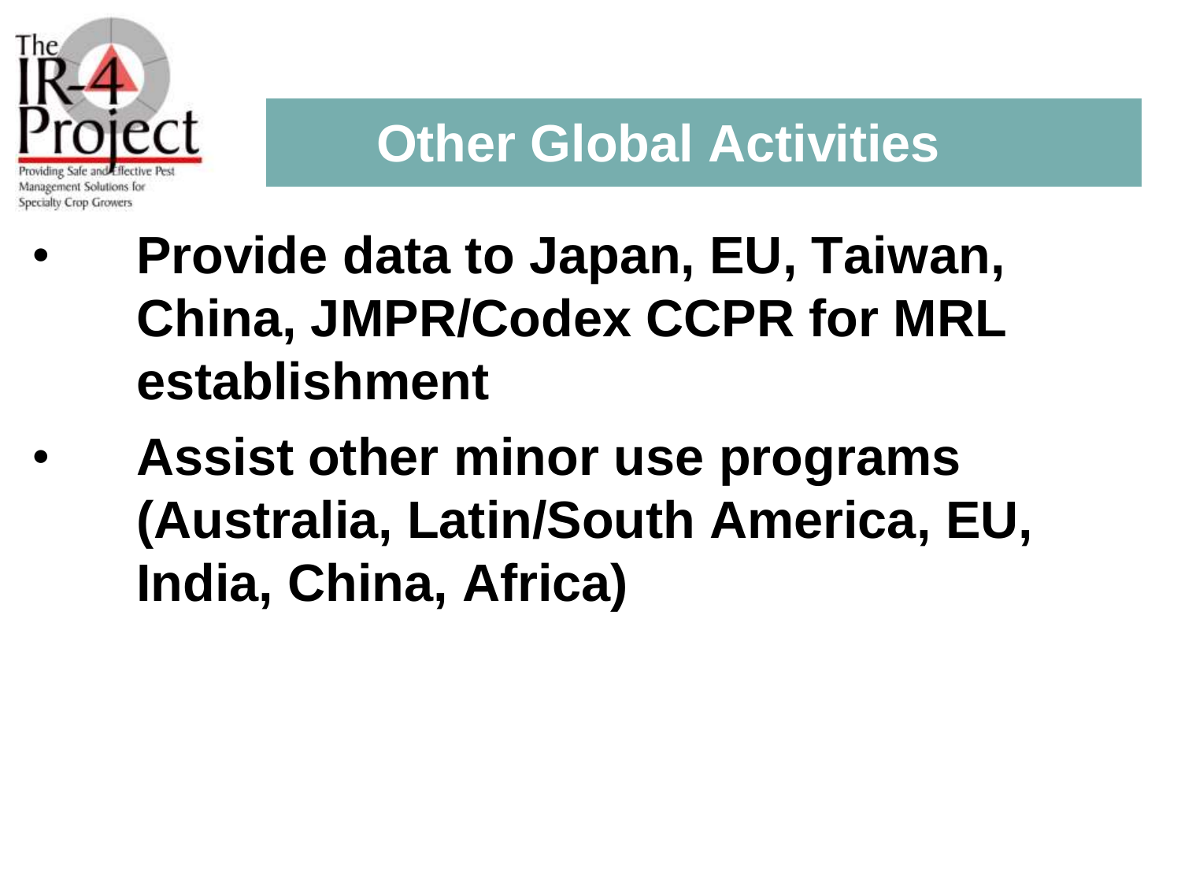# Other Global Activities

- **Provide data to Japan, EU, Taiwan, China, JMPR/Codex CCPR for MRL establishment**
- **Assist other minor use programs (Australia, Latin/South America, EU, India, China, Africa)**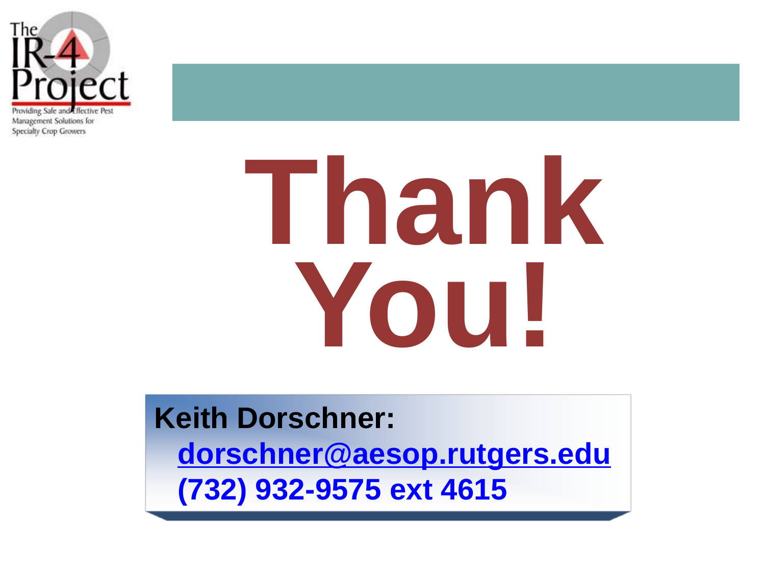The IR-4 Project

Providing Safe and Effective Pest Management Solutions for Specialty Crop Growers

# Thank You!

**Keith Dorschner:**

**dorschner@aesop.rutgers.edu**

**(732) 932-9575 ext 4615**